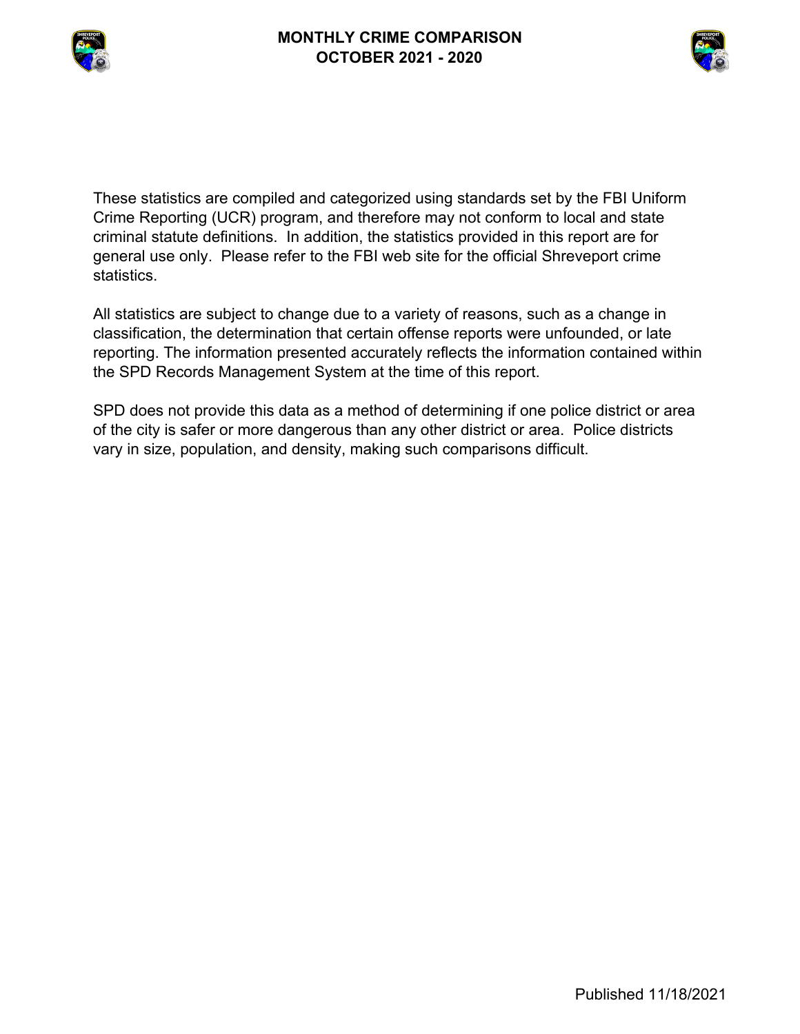# MONTHLY CRIME COMPARISON
# OCTOBER 2021 - 2020

These statistics are compiled and categorized using standards set by the FBI Uniform Crime Reporting (UCR) program, and therefore may not conform to local and state criminal statute definitions. In addition, the statistics provided in this report are for general use only. Please refer to the FBI web site for the official Shreveport crime statistics.

All statistics are subject to change due to a variety of reasons, such as a change in classification, the determination that certain offense reports were unfounded, or late reporting. The information presented accurately reflects the information contained within the SPD Records Management System at the time of this report.

SPD does not provide this data as a method of determining if one police district or area of the city is safer or more dangerous than any other district or area. Police districts vary in size, population, and density, making such comparisons difficult.

Published 11/18/2021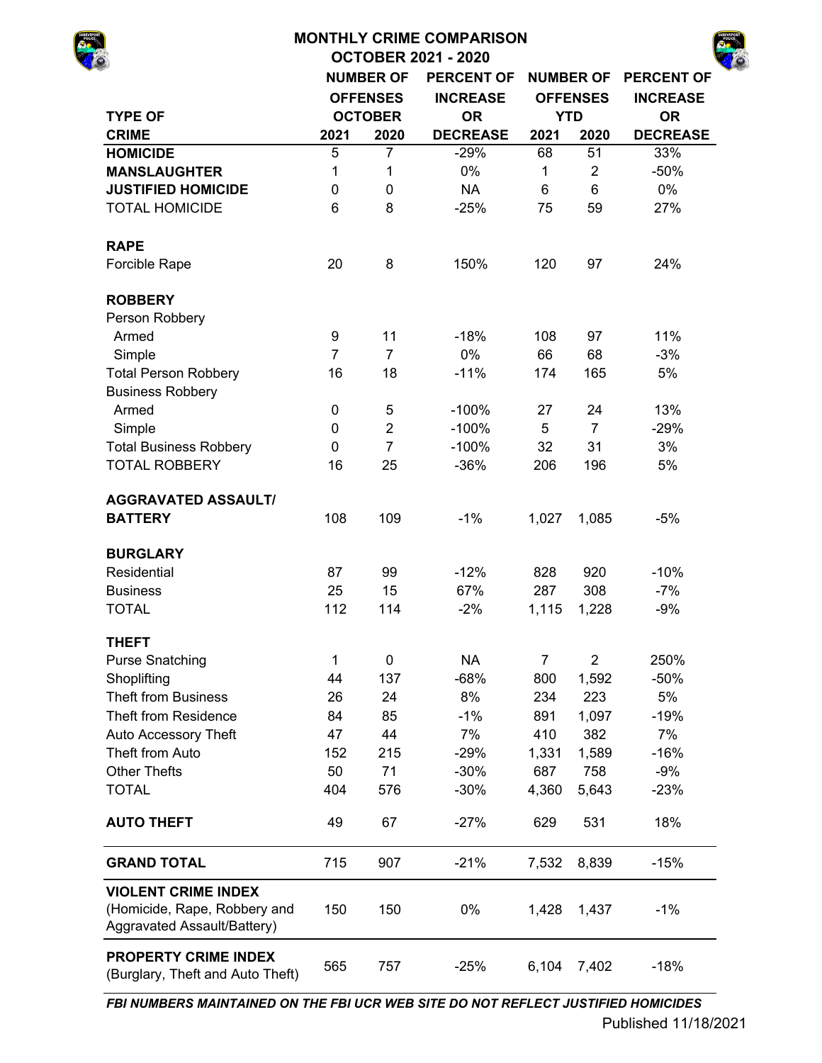# MONTHLY CRIME COMPARISON

## OCTOBER 2021 - 2020

| TYPE OF CRIME | NUMBER OF OFFENSES OCTOBER 2021 | 2020 | PERCENT OF INCREASE OR DECREASE | NUMBER OF OFFENSES YTD 2021 | 2020 | PERCENT OF INCREASE OR DECREASE |
|---|---|---|---|---|---|---|
| **HOMICIDE** | 5 | 7 | -29% | 68 | 51 | 33% |
| **MANSLAUGHTER** | 1 | 1 | 0% | 1 | 2 | -50% |
| **JUSTIFIED HOMICIDE** | 0 | 0 | NA | 6 | 6 | 0% |
| TOTAL HOMICIDE | 6 | 8 | -25% | 75 | 59 | 27% |
| **RAPE** | | | | | | |
| Forcible Rape | 20 | 8 | 150% | 120 | 97 | 24% |
| **ROBBERY** | | | | | | |
| Person Robbery | | | | | | |
| Armed | 9 | 11 | -18% | 108 | 97 | 11% |
| Simple | 7 | 7 | 0% | 66 | 68 | -3% |
| Total Person Robbery | 16 | 18 | -11% | 174 | 165 | 5% |
| Business Robbery | | | | | | |
| Armed | 0 | 5 | -100% | 27 | 24 | 13% |
| Simple | 0 | 2 | -100% | 5 | 7 | -29% |
| Total Business Robbery | 0 | 7 | -100% | 32 | 31 | 3% |
| TOTAL ROBBERY | 16 | 25 | -36% | 206 | 196 | 5% |
| **AGGRAVATED ASSAULT/ BATTERY** | 108 | 109 | -1% | 1,027 | 1,085 | -5% |
| **BURGLARY** | | | | | | |
| Residential | 87 | 99 | -12% | 828 | 920 | -10% |
| Business | 25 | 15 | 67% | 287 | 308 | -7% |
| TOTAL | 112 | 114 | -2% | 1,115 | 1,228 | -9% |
| **THEFT** | | | | | | |
| Purse Snatching | 1 | 0 | NA | 7 | 2 | 250% |
| Shoplifting | 44 | 137 | -68% | 800 | 1,592 | -50% |
| Theft from Business | 26 | 24 | 8% | 234 | 223 | 5% |
| Theft from Residence | 84 | 85 | -1% | 891 | 1,097 | -19% |
| Auto Accessory Theft | 47 | 44 | 7% | 410 | 382 | 7% |
| Theft from Auto | 152 | 215 | -29% | 1,331 | 1,589 | -16% |
| Other Thefts | 50 | 71 | -30% | 687 | 758 | -9% |
| TOTAL | 404 | 576 | -30% | 4,360 | 5,643 | -23% |
| **AUTO THEFT** | 49 | 67 | -27% | 629 | 531 | 18% |
| **GRAND TOTAL** | 715 | 907 | -21% | 7,532 | 8,839 | -15% |
| **VIOLENT CRIME INDEX** (Homicide, Rape, Robbery and Aggravated Assault/Battery) | 150 | 150 | 0% | 1,428 | 1,437 | -1% |
| **PROPERTY CRIME INDEX** (Burglary, Theft and Auto Theft) | 565 | 757 | -25% | 6,104 | 7,402 | -18% |

***FBI NUMBERS MAINTAINED ON THE FBI UCR WEB SITE DO NOT REFLECT JUSTIFIED HOMICIDES***

Published 11/18/2021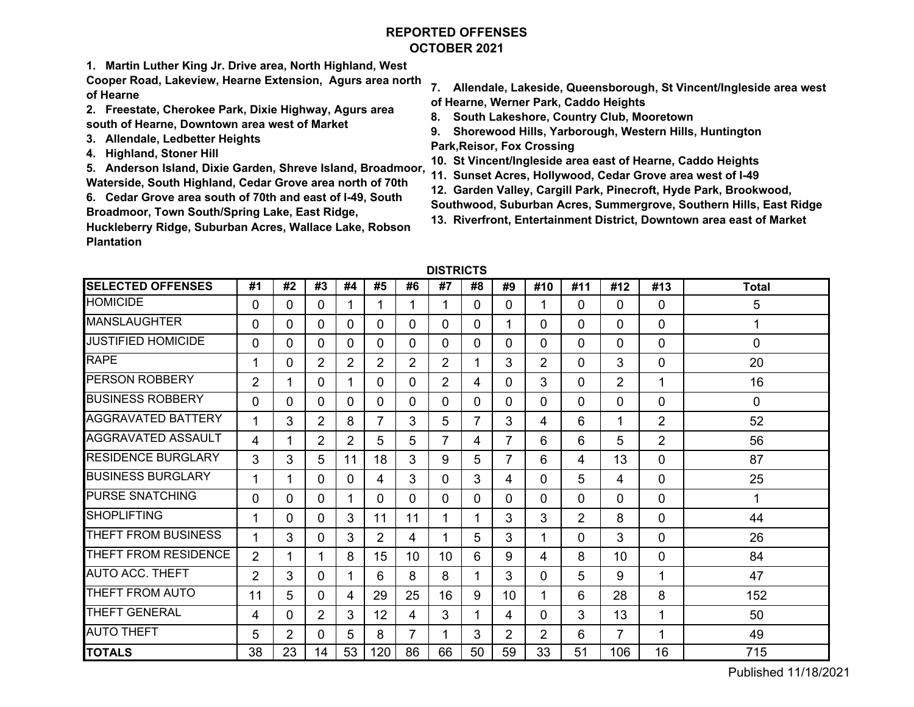# REPORTED OFFENSES
## OCTOBER 2021

1. Martin Luther King Jr. Drive area, North Highland, West Cooper Road, Lakeview, Hearne Extension, Agurs area north of Hearne
2. Freestate, Cherokee Park, Dixie Highway, Agurs area south of Hearne, Downtown area west of Market
3. Allendale, Ledbetter Heights
4. Highland, Stoner Hill
5. Anderson Island, Dixie Garden, Shreve Island, Broadmoor, Waterside, South Highland, Cedar Grove area north of 70th
6. Cedar Grove area south of 70th and east of I-49, South Broadmoor, Town South/Spring Lake, East Ridge, Huckleberry Ridge, Suburban Acres, Wallace Lake, Robson Plantation
7. Allendale, Lakeside, Queensborough, St Vincent/Ingleside area west of Hearne, Werner Park, Caddo Heights
8. South Lakeshore, Country Club, Mooretown
9. Shorewood Hills, Yarborough, Western Hills, Huntington Park,Reisor, Fox Crossing
10. St Vincent/Ingleside area east of Hearne, Caddo Heights
11. Sunset Acres, Hollywood, Cedar Grove area west of I-49
12. Garden Valley, Cargill Park, Pinecroft, Hyde Park, Brookwood, Southwood, Suburban Acres, Summergrove, Southern Hills, East Ridge
13. Riverfront, Entertainment District, Downtown area east of Market

**DISTRICTS**

| SELECTED OFFENSES | #1 | #2 | #3 | #4 | #5 | #6 | #7 | #8 | #9 | #10 | #11 | #12 | #13 | Total |
|---|---|---|---|---|---|---|---|---|---|---|---|---|---|---|
| HOMICIDE | 0 | 0 | 0 | 1 | 1 | 1 | 1 | 0 | 0 | 1 | 0 | 0 | 0 | 5 |
| MANSLAUGHTER | 0 | 0 | 0 | 0 | 0 | 0 | 0 | 0 | 1 | 0 | 0 | 0 | 0 | 1 |
| JUSTIFIED HOMICIDE | 0 | 0 | 0 | 0 | 0 | 0 | 0 | 0 | 0 | 0 | 0 | 0 | 0 | 0 |
| RAPE | 1 | 0 | 2 | 2 | 2 | 2 | 2 | 1 | 3 | 2 | 0 | 3 | 0 | 20 |
| PERSON ROBBERY | 2 | 1 | 0 | 1 | 0 | 0 | 2 | 4 | 0 | 3 | 0 | 2 | 1 | 16 |
| BUSINESS ROBBERY | 0 | 0 | 0 | 0 | 0 | 0 | 0 | 0 | 0 | 0 | 0 | 0 | 0 | 0 |
| AGGRAVATED BATTERY | 1 | 3 | 2 | 8 | 7 | 3 | 5 | 7 | 3 | 4 | 6 | 1 | 2 | 52 |
| AGGRAVATED ASSAULT | 4 | 1 | 2 | 2 | 5 | 5 | 7 | 4 | 7 | 6 | 6 | 5 | 2 | 56 |
| RESIDENCE BURGLARY | 3 | 3 | 5 | 11 | 18 | 3 | 9 | 5 | 7 | 6 | 4 | 13 | 0 | 87 |
| BUSINESS BURGLARY | 1 | 1 | 0 | 0 | 4 | 3 | 0 | 3 | 4 | 0 | 5 | 4 | 0 | 25 |
| PURSE SNATCHING | 0 | 0 | 0 | 1 | 0 | 0 | 0 | 0 | 0 | 0 | 0 | 0 | 0 | 1 |
| SHOPLIFTING | 1 | 0 | 0 | 3 | 11 | 11 | 1 | 1 | 3 | 3 | 2 | 8 | 0 | 44 |
| THEFT FROM BUSINESS | 1 | 3 | 0 | 3 | 2 | 4 | 1 | 5 | 3 | 1 | 0 | 3 | 0 | 26 |
| THEFT FROM RESIDENCE | 2 | 1 | 1 | 8 | 15 | 10 | 10 | 6 | 9 | 4 | 8 | 10 | 0 | 84 |
| AUTO ACC. THEFT | 2 | 3 | 0 | 1 | 6 | 8 | 8 | 1 | 3 | 0 | 5 | 9 | 1 | 47 |
| THEFT FROM AUTO | 11 | 5 | 0 | 4 | 29 | 25 | 16 | 9 | 10 | 1 | 6 | 28 | 8 | 152 |
| THEFT GENERAL | 4 | 0 | 2 | 3 | 12 | 4 | 3 | 1 | 4 | 0 | 3 | 13 | 1 | 50 |
| AUTO THEFT | 5 | 2 | 0 | 5 | 8 | 7 | 1 | 3 | 2 | 2 | 6 | 7 | 1 | 49 |
| **TOTALS** | 38 | 23 | 14 | 53 | 120 | 86 | 66 | 50 | 59 | 33 | 51 | 106 | 16 | 715 |

Published 11/18/2021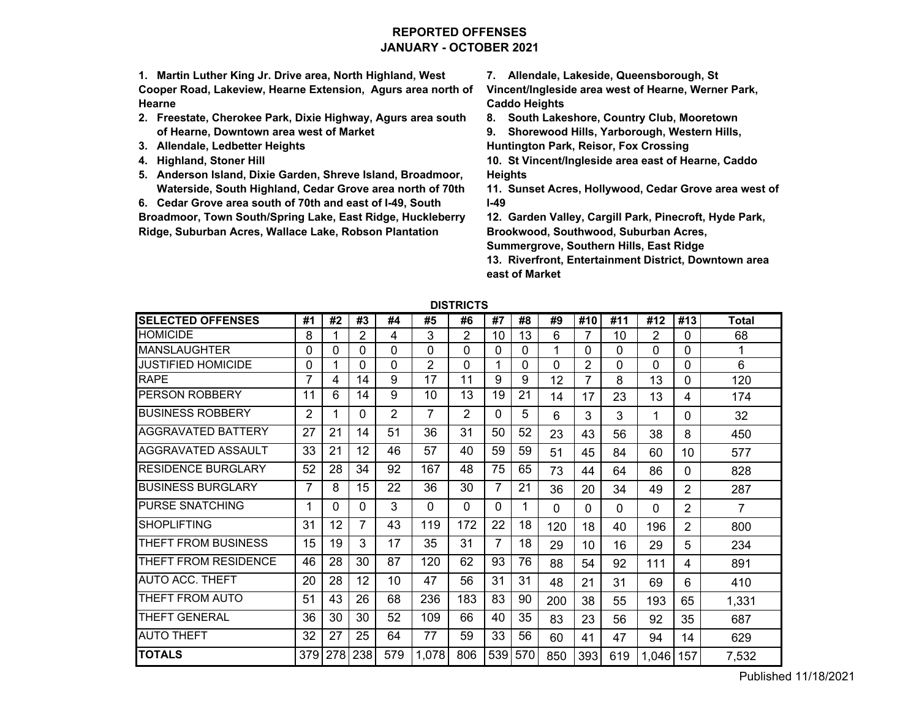# REPORTED OFFENSES
## JANUARY - OCTOBER 2021

1. **Martin Luther King Jr. Drive area, North Highland, West Cooper Road, Lakeview, Hearne Extension, Agurs area north of Hearne**
2. **Freestate, Cherokee Park, Dixie Highway, Agurs area south of Hearne, Downtown area west of Market**
3. **Allendale, Ledbetter Heights**
4. **Highland, Stoner Hill**
5. **Anderson Island, Dixie Garden, Shreve Island, Broadmoor, Waterside, South Highland, Cedar Grove area north of 70th**
6. **Cedar Grove area south of 70th and east of I-49, South Broadmoor, Town South/Spring Lake, East Ridge, Huckleberry Ridge, Suburban Acres, Wallace Lake, Robson Plantation**
7. **Allendale, Lakeside, Queensborough, St Vincent/Ingleside area west of Hearne, Werner Park, Caddo Heights**
8. **South Lakeshore, Country Club, Mooretown**
9. **Shorewood Hills, Yarborough, Western Hills, Huntington Park, Reisor, Fox Crossing**
10. **St Vincent/Ingleside area east of Hearne, Caddo Heights**
11. **Sunset Acres, Hollywood, Cedar Grove area west of I-49**
12. **Garden Valley, Cargill Park, Pinecroft, Hyde Park, Brookwood, Southwood, Suburban Acres, Summergrove, Southern Hills, East Ridge**
13. **Riverfront, Entertainment District, Downtown area east of Market**

**DISTRICTS**

| SELECTED OFFENSES | #1 | #2 | #3 | #4 | #5 | #6 | #7 | #8 | #9 | #10 | #11 | #12 | #13 | Total |
|---|---|---|---|---|---|---|---|---|---|---|---|---|---|---|
| HOMICIDE | 8 | 1 | 2 | 4 | 3 | 2 | 10 | 13 | 6 | 7 | 10 | 2 | 0 | 68 |
| MANSLAUGHTER | 0 | 0 | 0 | 0 | 0 | 0 | 0 | 0 | 1 | 0 | 0 | 0 | 0 | 1 |
| JUSTIFIED HOMICIDE | 0 | 1 | 0 | 0 | 2 | 0 | 1 | 0 | 0 | 2 | 0 | 0 | 0 | 6 |
| RAPE | 7 | 4 | 14 | 9 | 17 | 11 | 9 | 9 | 12 | 7 | 8 | 13 | 0 | 120 |
| PERSON ROBBERY | 11 | 6 | 14 | 9 | 10 | 13 | 19 | 21 | 14 | 17 | 23 | 13 | 4 | 174 |
| BUSINESS ROBBERY | 2 | 1 | 0 | 2 | 7 | 2 | 0 | 5 | 6 | 3 | 3 | 1 | 0 | 32 |
| AGGRAVATED BATTERY | 27 | 21 | 14 | 51 | 36 | 31 | 50 | 52 | 23 | 43 | 56 | 38 | 8 | 450 |
| AGGRAVATED ASSAULT | 33 | 21 | 12 | 46 | 57 | 40 | 59 | 59 | 51 | 45 | 84 | 60 | 10 | 577 |
| RESIDENCE BURGLARY | 52 | 28 | 34 | 92 | 167 | 48 | 75 | 65 | 73 | 44 | 64 | 86 | 0 | 828 |
| BUSINESS BURGLARY | 7 | 8 | 15 | 22 | 36 | 30 | 7 | 21 | 36 | 20 | 34 | 49 | 2 | 287 |
| PURSE SNATCHING | 1 | 0 | 0 | 3 | 0 | 0 | 0 | 1 | 0 | 0 | 0 | 0 | 2 | 7 |
| SHOPLIFTING | 31 | 12 | 7 | 43 | 119 | 172 | 22 | 18 | 120 | 18 | 40 | 196 | 2 | 800 |
| THEFT FROM BUSINESS | 15 | 19 | 3 | 17 | 35 | 31 | 7 | 18 | 29 | 10 | 16 | 29 | 5 | 234 |
| THEFT FROM RESIDENCE | 46 | 28 | 30 | 87 | 120 | 62 | 93 | 76 | 88 | 54 | 92 | 111 | 4 | 891 |
| AUTO ACC. THEFT | 20 | 28 | 12 | 10 | 47 | 56 | 31 | 31 | 48 | 21 | 31 | 69 | 6 | 410 |
| THEFT FROM AUTO | 51 | 43 | 26 | 68 | 236 | 183 | 83 | 90 | 200 | 38 | 55 | 193 | 65 | 1,331 |
| THEFT GENERAL | 36 | 30 | 30 | 52 | 109 | 66 | 40 | 35 | 83 | 23 | 56 | 92 | 35 | 687 |
| AUTO THEFT | 32 | 27 | 25 | 64 | 77 | 59 | 33 | 56 | 60 | 41 | 47 | 94 | 14 | 629 |
| **TOTALS** | 379 | 278 | 238 | 579 | 1,078 | 806 | 539 | 570 | 850 | 393 | 619 | 1,046 | 157 | 7,532 |

Published 11/18/2021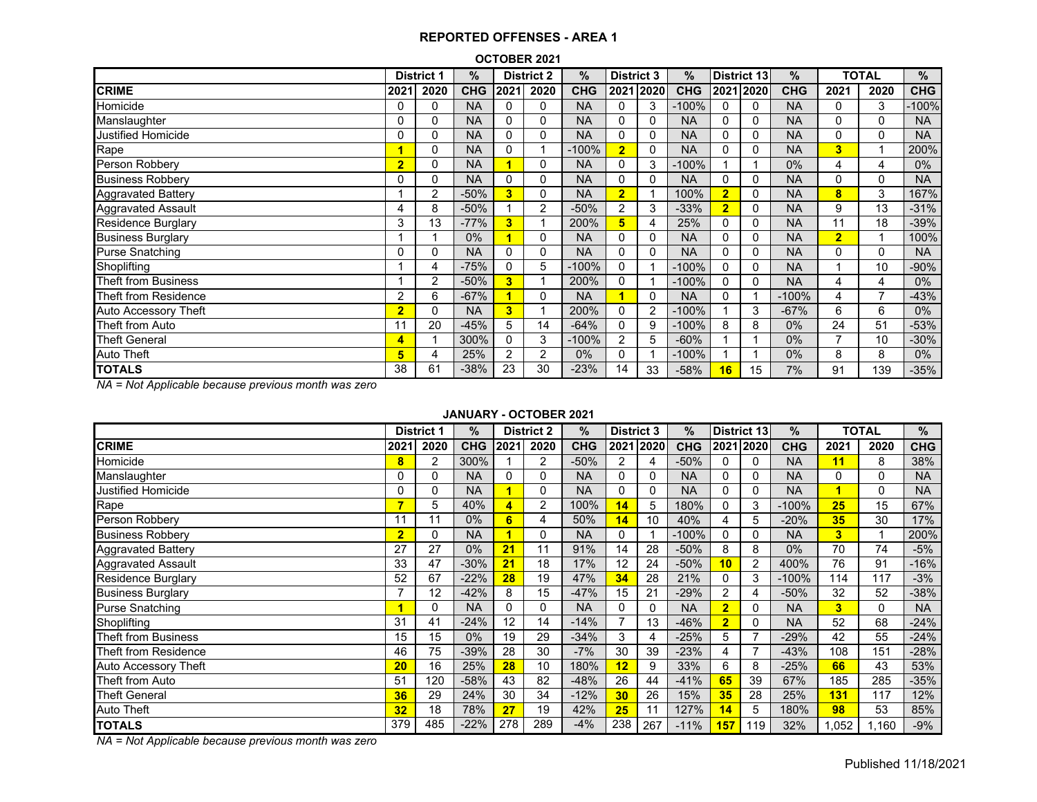## REPORTED OFFENSES - AREA 1

### OCTOBER 2021

| | District 1 | | % | District 2 | | % | District 3 | | % | District 13 | | % | TOTAL | | % |
|---|---|---|---|---|---|---|---|---|---|---|---|---|---|---|---|
| **CRIME** | **2021** | **2020** | **CHG** | **2021** | **2020** | **CHG** | **2021** | **2020** | **CHG** | **2021** | **2020** | **CHG** | **2021** | **2020** | **CHG** |
| Homicide | 0 | 0 | NA | 0 | 0 | NA | 0 | 3 | -100% | 0 | 0 | NA | 0 | 3 | -100% |
| Manslaughter | 0 | 0 | NA | 0 | 0 | NA | 0 | 0 | NA | 0 | 0 | NA | 0 | 0 | NA |
| Justified Homicide | 0 | 0 | NA | 0 | 0 | NA | 0 | 0 | NA | 0 | 0 | NA | 0 | 0 | NA |
| Rape | **1** | 0 | NA | 0 | 1 | -100% | **2** | 0 | NA | 0 | 0 | NA | **3** | 1 | 200% |
| Person Robbery | **2** | 0 | NA | **1** | 0 | NA | 0 | 3 | -100% | 1 | 1 | 0% | 4 | 4 | 0% |
| Business Robbery | 0 | 0 | NA | 0 | 0 | NA | 0 | 0 | NA | 0 | 0 | NA | 0 | 0 | NA |
| Aggravated Battery | 1 | 2 | -50% | **3** | 0 | NA | **2** | 1 | 100% | **2** | 0 | NA | **8** | 3 | 167% |
| Aggravated Assault | 4 | 8 | -50% | 1 | 2 | -50% | 2 | 3 | -33% | **2** | 0 | NA | 9 | 13 | -31% |
| Residence Burglary | 3 | 13 | -77% | **3** | 1 | 200% | **5** | 4 | 25% | 0 | 0 | NA | 11 | 18 | -39% |
| Business Burglary | 1 | 1 | 0% | **1** | 0 | NA | 0 | 0 | NA | 0 | 0 | NA | **2** | 1 | 100% |
| Purse Snatching | 0 | 0 | NA | 0 | 0 | NA | 0 | 0 | NA | 0 | 0 | NA | 0 | 0 | NA |
| Shoplifting | 1 | 4 | -75% | 0 | 5 | -100% | 0 | 1 | -100% | 0 | 0 | NA | 1 | 10 | -90% |
| Theft from Business | 1 | 2 | -50% | **3** | 1 | 200% | 0 | 1 | -100% | 0 | 0 | NA | 4 | 4 | 0% |
| Theft from Residence | 2 | 6 | -67% | **1** | 0 | NA | **1** | 0 | NA | 0 | 1 | -100% | 4 | 7 | -43% |
| Auto Accessory Theft | **2** | 0 | NA | **3** | 1 | 200% | 0 | 2 | -100% | 1 | 3 | -67% | 6 | 6 | 0% |
| Theft from Auto | 11 | 20 | -45% | 5 | 14 | -64% | 0 | 9 | -100% | 8 | 8 | 0% | 24 | 51 | -53% |
| Theft General | **4** | 1 | 300% | 0 | 3 | -100% | 2 | 5 | -60% | 1 | 1 | 0% | 7 | 10 | -30% |
| Auto Theft | **5** | 4 | 25% | 2 | 2 | 0% | 0 | 1 | -100% | 1 | 1 | 0% | 8 | 8 | 0% |
| **TOTALS** | 38 | 61 | -38% | 23 | 30 | -23% | 14 | 33 | -58% | **16** | 15 | 7% | 91 | 139 | -35% |

*NA = Not Applicable because previous month was zero*

### JANUARY - OCTOBER 2021

| | District 1 | | % | District 2 | | % | District 3 | | % | District 13 | | % | TOTAL | | % |
|---|---|---|---|---|---|---|---|---|---|---|---|---|---|---|---|
| **CRIME** | **2021** | **2020** | **CHG** | **2021** | **2020** | **CHG** | **2021** | **2020** | **CHG** | **2021** | **2020** | **CHG** | **2021** | **2020** | **CHG** |
| Homicide | **8** | 2 | 300% | 1 | 2 | -50% | 2 | 4 | -50% | 0 | 0 | NA | **11** | 8 | 38% |
| Manslaughter | 0 | 0 | NA | 0 | 0 | NA | 0 | 0 | NA | 0 | 0 | NA | 0 | 0 | NA |
| Justified Homicide | 0 | 0 | NA | **1** | 0 | NA | 0 | 0 | NA | 0 | 0 | NA | **1** | 0 | NA |
| Rape | **7** | 5 | 40% | **4** | 2 | 100% | **14** | 5 | 180% | 0 | 3 | -100% | **25** | 15 | 67% |
| Person Robbery | 11 | 11 | 0% | **6** | 4 | 50% | **14** | 10 | 40% | 4 | 5 | -20% | **35** | 30 | 17% |
| Business Robbery | **2** | 0 | NA | **1** | 0 | NA | 0 | 1 | -100% | 0 | 0 | NA | **3** | 1 | 200% |
| Aggravated Battery | 27 | 27 | 0% | **21** | 11 | 91% | 14 | 28 | -50% | 8 | 8 | 0% | 70 | 74 | -5% |
| Aggravated Assault | 33 | 47 | -30% | **21** | 18 | 17% | 12 | 24 | -50% | **10** | 2 | 400% | 76 | 91 | -16% |
| Residence Burglary | 52 | 67 | -22% | **28** | 19 | 47% | **34** | 28 | 21% | 0 | 3 | -100% | 114 | 117 | -3% |
| Business Burglary | 7 | 12 | -42% | 8 | 15 | -47% | 15 | 21 | -29% | 2 | 4 | -50% | 32 | 52 | -38% |
| Purse Snatching | **1** | 0 | NA | 0 | 0 | NA | 0 | 0 | NA | **2** | 0 | NA | **3** | 0 | NA |
| Shoplifting | 31 | 41 | -24% | 12 | 14 | -14% | 7 | 13 | -46% | **2** | 0 | NA | 52 | 68 | -24% |
| Theft from Business | 15 | 15 | 0% | 19 | 29 | -34% | 3 | 4 | -25% | 5 | 7 | -29% | 42 | 55 | -24% |
| Theft from Residence | 46 | 75 | -39% | 28 | 30 | -7% | 30 | 39 | -23% | 4 | 7 | -43% | 108 | 151 | -28% |
| Auto Accessory Theft | **20** | 16 | 25% | **28** | 10 | 180% | **12** | 9 | 33% | 6 | 8 | -25% | **66** | 43 | 53% |
| Theft from Auto | 51 | 120 | -58% | 43 | 82 | -48% | 26 | 44 | -41% | **65** | 39 | 67% | 185 | 285 | -35% |
| Theft General | **36** | 29 | 24% | 30 | 34 | -12% | **30** | 26 | 15% | **35** | 28 | 25% | **131** | 117 | 12% |
| Auto Theft | **32** | 18 | 78% | **27** | 19 | 42% | **25** | 11 | 127% | **14** | 5 | 180% | **98** | 53 | 85% |
| **TOTALS** | 379 | 485 | -22% | 278 | 289 | -4% | 238 | 267 | -11% | **157** | 119 | 32% | 1,052 | 1,160 | -9% |

*NA = Not Applicable because previous month was zero*

Published 11/18/2021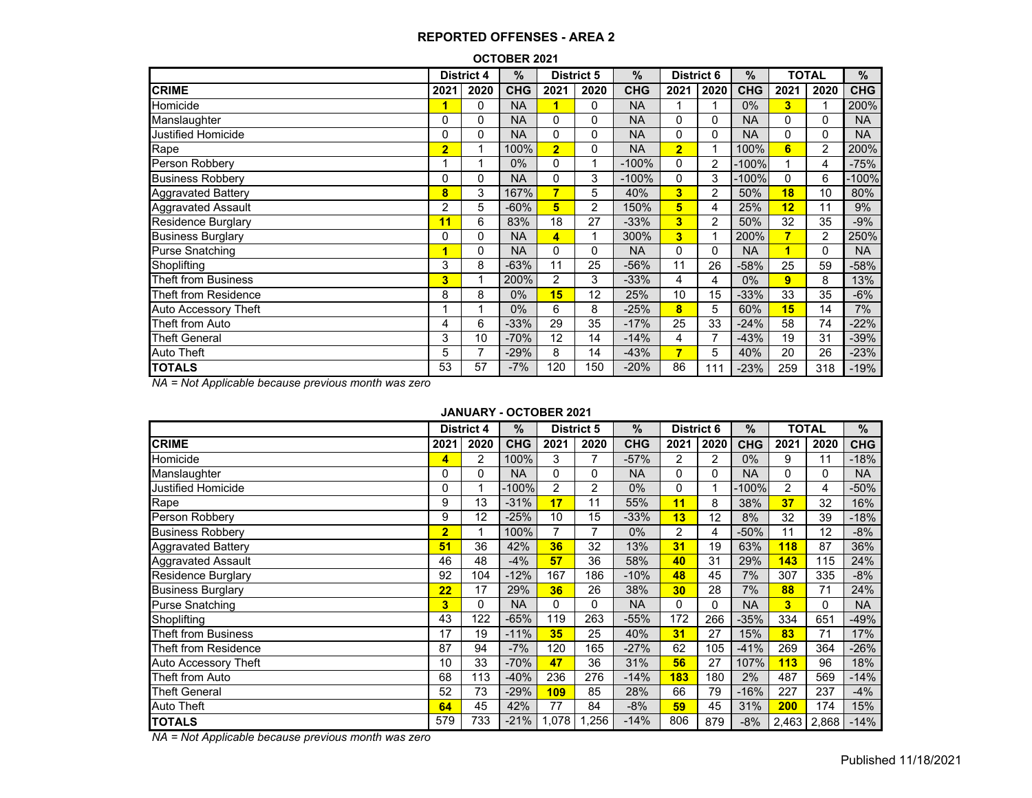# REPORTED OFFENSES - AREA 2

## OCTOBER 2021

| | District 4 | | % | District 5 | | % | District 6 | | % | TOTAL | | % |
|---|---|---|---|---|---|---|---|---|---|---|---|---|
| **CRIME** | **2021** | **2020** | **CHG** | **2021** | **2020** | **CHG** | **2021** | **2020** | **CHG** | **2021** | **2020** | **CHG** |
| Homicide | **1** | 0 | NA | **1** | 0 | NA | 1 | 1 | 0% | **3** | 1 | 200% |
| Manslaughter | 0 | 0 | NA | 0 | 0 | NA | 0 | 0 | NA | 0 | 0 | NA |
| Justified Homicide | 0 | 0 | NA | 0 | 0 | NA | 0 | 0 | NA | 0 | 0 | NA |
| Rape | **2** | 1 | 100% | **2** | 0 | NA | **2** | 1 | 100% | **6** | 2 | 200% |
| Person Robbery | 1 | 1 | 0% | 0 | 1 | -100% | 0 | 2 | -100% | 1 | 4 | -75% |
| Business Robbery | 0 | 0 | NA | 0 | 3 | -100% | 0 | 3 | -100% | 0 | 6 | -100% |
| Aggravated Battery | **8** | 3 | 167% | **7** | 5 | 40% | **3** | 2 | 50% | **18** | 10 | 80% |
| Aggravated Assault | 2 | 5 | -60% | **5** | 2 | 150% | **5** | 4 | 25% | **12** | 11 | 9% |
| Residence Burglary | **11** | 6 | 83% | 18 | 27 | -33% | **3** | 2 | 50% | 32 | 35 | -9% |
| Business Burglary | 0 | 0 | NA | **4** | 1 | 300% | **3** | 1 | 200% | **7** | 2 | 250% |
| Purse Snatching | **1** | 0 | NA | 0 | 0 | NA | 0 | 0 | NA | **1** | 0 | NA |
| Shoplifting | 3 | 8 | -63% | 11 | 25 | -56% | 11 | 26 | -58% | 25 | 59 | -58% |
| Theft from Business | **3** | 1 | 200% | 2 | 3 | -33% | 4 | 4 | 0% | **9** | 8 | 13% |
| Theft from Residence | 8 | 8 | 0% | **15** | 12 | 25% | 10 | 15 | -33% | 33 | 35 | -6% |
| Auto Accessory Theft | 1 | 1 | 0% | 6 | 8 | -25% | **8** | 5 | 60% | **15** | 14 | 7% |
| Theft from Auto | 4 | 6 | -33% | 29 | 35 | -17% | 25 | 33 | -24% | 58 | 74 | -22% |
| Theft General | 3 | 10 | -70% | 12 | 14 | -14% | 4 | 7 | -43% | 19 | 31 | -39% |
| Auto Theft | 5 | 7 | -29% | 8 | 14 | -43% | **7** | 5 | 40% | 20 | 26 | -23% |
| **TOTALS** | 53 | 57 | -7% | 120 | 150 | -20% | 86 | 111 | -23% | 259 | 318 | -19% |

*NA = Not Applicable because previous month was zero*

## JANUARY - OCTOBER 2021

| | District 4 | | % | District 5 | | % | District 6 | | % | TOTAL | | % |
|---|---|---|---|---|---|---|---|---|---|---|---|---|
| **CRIME** | **2021** | **2020** | **CHG** | **2021** | **2020** | **CHG** | **2021** | **2020** | **CHG** | **2021** | **2020** | **CHG** |
| Homicide | **4** | 2 | 100% | 3 | 7 | -57% | 2 | 2 | 0% | 9 | 11 | -18% |
| Manslaughter | 0 | 0 | NA | 0 | 0 | NA | 0 | 0 | NA | 0 | 0 | NA |
| Justified Homicide | 0 | 1 | -100% | 2 | 2 | 0% | 0 | 1 | -100% | 2 | 4 | -50% |
| Rape | 9 | 13 | -31% | **17** | 11 | 55% | **11** | 8 | 38% | **37** | 32 | 16% |
| Person Robbery | 9 | 12 | -25% | 10 | 15 | -33% | **13** | 12 | 8% | 32 | 39 | -18% |
| Business Robbery | **2** | 1 | 100% | 7 | 7 | 0% | 2 | 4 | -50% | 11 | 12 | -8% |
| Aggravated Battery | **51** | 36 | 42% | **36** | 32 | 13% | **31** | 19 | 63% | **118** | 87 | 36% |
| Aggravated Assault | 46 | 48 | -4% | **57** | 36 | 58% | **40** | 31 | 29% | **143** | 115 | 24% |
| Residence Burglary | 92 | 104 | -12% | 167 | 186 | -10% | **48** | 45 | 7% | 307 | 335 | -8% |
| Business Burglary | **22** | 17 | 29% | **36** | 26 | 38% | **30** | 28 | 7% | **88** | 71 | 24% |
| Purse Snatching | **3** | 0 | NA | 0 | 0 | NA | 0 | 0 | NA | **3** | 0 | NA |
| Shoplifting | 43 | 122 | -65% | 119 | 263 | -55% | 172 | 266 | -35% | 334 | 651 | -49% |
| Theft from Business | 17 | 19 | -11% | **35** | 25 | 40% | **31** | 27 | 15% | **83** | 71 | 17% |
| Theft from Residence | 87 | 94 | -7% | 120 | 165 | -27% | 62 | 105 | -41% | 269 | 364 | -26% |
| Auto Accessory Theft | 10 | 33 | -70% | **47** | 36 | 31% | **56** | 27 | 107% | **113** | 96 | 18% |
| Theft from Auto | 68 | 113 | -40% | 236 | 276 | -14% | **183** | 180 | 2% | 487 | 569 | -14% |
| Theft General | 52 | 73 | -29% | **109** | 85 | 28% | 66 | 79 | -16% | 227 | 237 | -4% |
| Auto Theft | **64** | 45 | 42% | 77 | 84 | -8% | **59** | 45 | 31% | **200** | 174 | 15% |
| **TOTALS** | 579 | 733 | -21% | 1,078 | 1,256 | -14% | 806 | 879 | -8% | 2,463 | 2,868 | -14% |

*NA = Not Applicable because previous month was zero*

Published 11/18/2021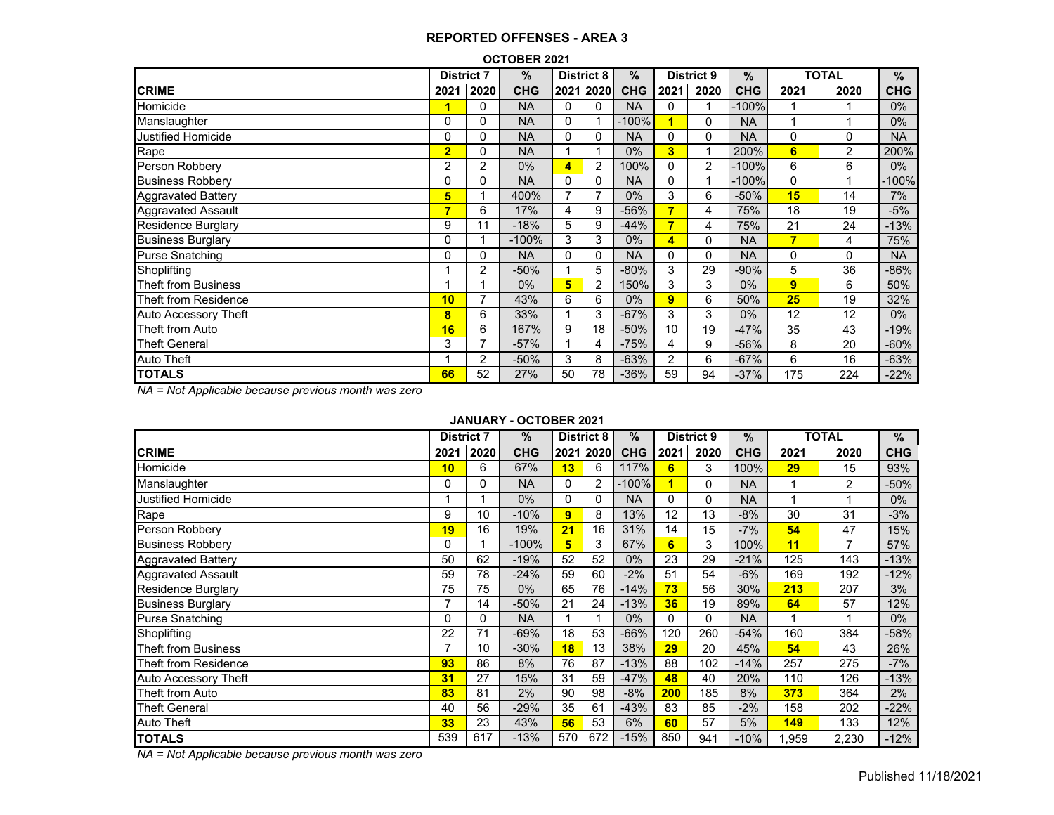## REPORTED OFFENSES - AREA 3

### OCTOBER 2021

| | District 7 | | % | District 8 | | % | District 9 | | % | TOTAL | | % |
|---|---|---|---|---|---|---|---|---|---|---|---|---|
| **CRIME** | **2021** | **2020** | **CHG** | **2021** | **2020** | **CHG** | **2021** | **2020** | **CHG** | **2021** | **2020** | **CHG** |
| Homicide | **1** | 0 | NA | 0 | 0 | NA | 0 | 1 | -100% | 1 | 1 | 0% |
| Manslaughter | 0 | 0 | NA | 0 | 1 | -100% | **1** | 0 | NA | 1 | 1 | 0% |
| Justified Homicide | 0 | 0 | NA | 0 | 0 | NA | 0 | 0 | NA | 0 | 0 | NA |
| Rape | **2** | 0 | NA | 1 | 1 | 0% | **3** | 1 | 200% | **6** | 2 | 200% |
| Person Robbery | 2 | 2 | 0% | **4** | 2 | 100% | 0 | 2 | -100% | 6 | 6 | 0% |
| Business Robbery | 0 | 0 | NA | 0 | 0 | NA | 0 | 1 | -100% | 0 | 1 | -100% |
| Aggravated Battery | **5** | 1 | 400% | 7 | 7 | 0% | 3 | 6 | -50% | **15** | 14 | 7% |
| Aggravated Assault | **7** | 6 | 17% | 4 | 9 | -56% | **7** | 4 | 75% | 18 | 19 | -5% |
| Residence Burglary | 9 | 11 | -18% | 5 | 9 | -44% | **7** | 4 | 75% | 21 | 24 | -13% |
| Business Burglary | 0 | 1 | -100% | 3 | 3 | 0% | **4** | 0 | NA | **7** | 4 | 75% |
| Purse Snatching | 0 | 0 | NA | 0 | 0 | NA | 0 | 0 | NA | 0 | 0 | NA |
| Shoplifting | 1 | 2 | -50% | 1 | 5 | -80% | 3 | 29 | -90% | 5 | 36 | -86% |
| Theft from Business | 1 | 1 | 0% | **5** | 2 | 150% | 3 | 3 | 0% | **9** | 6 | 50% |
| Theft from Residence | **10** | 7 | 43% | 6 | 6 | 0% | **9** | 6 | 50% | **25** | 19 | 32% |
| Auto Accessory Theft | **8** | 6 | 33% | 1 | 3 | -67% | 3 | 3 | 0% | 12 | 12 | 0% |
| Theft from Auto | **16** | 6 | 167% | 9 | 18 | -50% | 10 | 19 | -47% | 35 | 43 | -19% |
| Theft General | 3 | 7 | -57% | 1 | 4 | -75% | 4 | 9 | -56% | 8 | 20 | -60% |
| Auto Theft | 1 | 2 | -50% | 3 | 8 | -63% | 2 | 6 | -67% | 6 | 16 | -63% |
| **TOTALS** | **66** | 52 | 27% | 50 | 78 | -36% | 59 | 94 | -37% | 175 | 224 | -22% |

*NA = Not Applicable because previous month was zero*

### JANUARY - OCTOBER 2021

| | District 7 | | % | District 8 | | % | District 9 | | % | TOTAL | | % |
|---|---|---|---|---|---|---|---|---|---|---|---|---|
| **CRIME** | **2021** | **2020** | **CHG** | **2021** | **2020** | **CHG** | **2021** | **2020** | **CHG** | **2021** | **2020** | **CHG** |
| Homicide | **10** | 6 | 67% | **13** | 6 | 117% | **6** | 3 | 100% | **29** | 15 | 93% |
| Manslaughter | 0 | 0 | NA | 0 | 2 | -100% | **1** | 0 | NA | 1 | 2 | -50% |
| Justified Homicide | 1 | 1 | 0% | 0 | 0 | NA | 0 | 0 | NA | 1 | 1 | 0% |
| Rape | 9 | 10 | -10% | **9** | 8 | 13% | 12 | 13 | -8% | 30 | 31 | -3% |
| Person Robbery | **19** | 16 | 19% | **21** | 16 | 31% | 14 | 15 | -7% | **54** | 47 | 15% |
| Business Robbery | 0 | 1 | -100% | **5** | 3 | 67% | **6** | 3 | 100% | **11** | 7 | 57% |
| Aggravated Battery | 50 | 62 | -19% | 52 | 52 | 0% | 23 | 29 | -21% | 125 | 143 | -13% |
| Aggravated Assault | 59 | 78 | -24% | 59 | 60 | -2% | 51 | 54 | -6% | 169 | 192 | -12% |
| Residence Burglary | 75 | 75 | 0% | 65 | 76 | -14% | **73** | 56 | 30% | **213** | 207 | 3% |
| Business Burglary | 7 | 14 | -50% | 21 | 24 | -13% | **36** | 19 | 89% | **64** | 57 | 12% |
| Purse Snatching | 0 | 0 | NA | 1 | 1 | 0% | 0 | 0 | NA | 1 | 1 | 0% |
| Shoplifting | 22 | 71 | -69% | 18 | 53 | -66% | 120 | 260 | -54% | 160 | 384 | -58% |
| Theft from Business | 7 | 10 | -30% | **18** | 13 | 38% | **29** | 20 | 45% | **54** | 43 | 26% |
| Theft from Residence | **93** | 86 | 8% | 76 | 87 | -13% | 88 | 102 | -14% | 257 | 275 | -7% |
| Auto Accessory Theft | **31** | 27 | 15% | 31 | 59 | -47% | **48** | 40 | 20% | 110 | 126 | -13% |
| Theft from Auto | **83** | 81 | 2% | 90 | 98 | -8% | **200** | 185 | 8% | **373** | 364 | 2% |
| Theft General | 40 | 56 | -29% | 35 | 61 | -43% | 83 | 85 | -2% | 158 | 202 | -22% |
| Auto Theft | **33** | 23 | 43% | **56** | 53 | 6% | **60** | 57 | 5% | **149** | 133 | 12% |
| **TOTALS** | 539 | 617 | -13% | 570 | 672 | -15% | 850 | 941 | -10% | 1,959 | 2,230 | -12% |

*NA = Not Applicable because previous month was zero*

Published 11/18/2021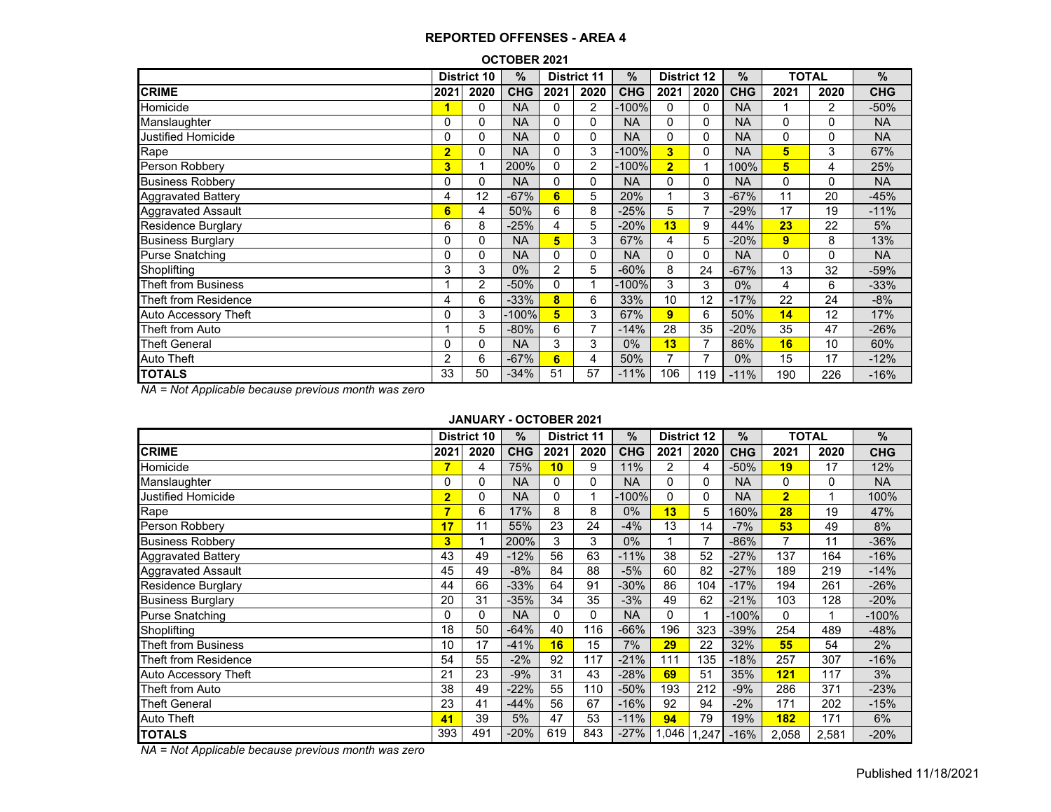## REPORTED OFFENSES - AREA 4

### OCTOBER 2021

| | District 10 | | % | District 11 | | % | District 12 | | % | TOTAL | | % |
|---|---|---|---|---|---|---|---|---|---|---|---|---|
| **CRIME** | **2021** | **2020** | **CHG** | **2021** | **2020** | **CHG** | **2021** | **2020** | **CHG** | **2021** | **2020** | **CHG** |
| Homicide | 1 | 0 | NA | 0 | 2 | -100% | 0 | 0 | NA | 1 | 2 | -50% |
| Manslaughter | 0 | 0 | NA | 0 | 0 | NA | 0 | 0 | NA | 0 | 0 | NA |
| Justified Homicide | 0 | 0 | NA | 0 | 0 | NA | 0 | 0 | NA | 0 | 0 | NA |
| Rape | 2 | 0 | NA | 0 | 3 | -100% | 3 | 0 | NA | 5 | 3 | 67% |
| Person Robbery | 3 | 1 | 200% | 0 | 2 | -100% | 2 | 1 | 100% | 5 | 4 | 25% |
| Business Robbery | 0 | 0 | NA | 0 | 0 | NA | 0 | 0 | NA | 0 | 0 | NA |
| Aggravated Battery | 4 | 12 | -67% | 6 | 5 | 20% | 1 | 3 | -67% | 11 | 20 | -45% |
| Aggravated Assault | 6 | 4 | 50% | 6 | 8 | -25% | 5 | 7 | -29% | 17 | 19 | -11% |
| Residence Burglary | 6 | 8 | -25% | 4 | 5 | -20% | 13 | 9 | 44% | 23 | 22 | 5% |
| Business Burglary | 0 | 0 | NA | 5 | 3 | 67% | 4 | 5 | -20% | 9 | 8 | 13% |
| Purse Snatching | 0 | 0 | NA | 0 | 0 | NA | 0 | 0 | NA | 0 | 0 | NA |
| Shoplifting | 3 | 3 | 0% | 2 | 5 | -60% | 8 | 24 | -67% | 13 | 32 | -59% |
| Theft from Business | 1 | 2 | -50% | 0 | 1 | -100% | 3 | 3 | 0% | 4 | 6 | -33% |
| Theft from Residence | 4 | 6 | -33% | 8 | 6 | 33% | 10 | 12 | -17% | 22 | 24 | -8% |
| Auto Accessory Theft | 0 | 3 | -100% | 5 | 3 | 67% | 9 | 6 | 50% | 14 | 12 | 17% |
| Theft from Auto | 1 | 5 | -80% | 6 | 7 | -14% | 28 | 35 | -20% | 35 | 47 | -26% |
| Theft General | 0 | 0 | NA | 3 | 3 | 0% | 13 | 7 | 86% | 16 | 10 | 60% |
| Auto Theft | 2 | 6 | -67% | 6 | 4 | 50% | 7 | 7 | 0% | 15 | 17 | -12% |
| **TOTALS** | 33 | 50 | -34% | 51 | 57 | -11% | 106 | 119 | -11% | 190 | 226 | -16% |

*NA = Not Applicable because previous month was zero*

### JANUARY - OCTOBER 2021

| | District 10 | | % | District 11 | | % | District 12 | | % | TOTAL | | % |
|---|---|---|---|---|---|---|---|---|---|---|---|---|
| **CRIME** | **2021** | **2020** | **CHG** | **2021** | **2020** | **CHG** | **2021** | **2020** | **CHG** | **2021** | **2020** | **CHG** |
| Homicide | 7 | 4 | 75% | 10 | 9 | 11% | 2 | 4 | -50% | 19 | 17 | 12% |
| Manslaughter | 0 | 0 | NA | 0 | 0 | NA | 0 | 0 | NA | 0 | 0 | NA |
| Justified Homicide | 2 | 0 | NA | 0 | 1 | -100% | 0 | 0 | NA | 2 | 1 | 100% |
| Rape | 7 | 6 | 17% | 8 | 8 | 0% | 13 | 5 | 160% | 28 | 19 | 47% |
| Person Robbery | 17 | 11 | 55% | 23 | 24 | -4% | 13 | 14 | -7% | 53 | 49 | 8% |
| Business Robbery | 3 | 1 | 200% | 3 | 3 | 0% | 1 | 7 | -86% | 7 | 11 | -36% |
| Aggravated Battery | 43 | 49 | -12% | 56 | 63 | -11% | 38 | 52 | -27% | 137 | 164 | -16% |
| Aggravated Assault | 45 | 49 | -8% | 84 | 88 | -5% | 60 | 82 | -27% | 189 | 219 | -14% |
| Residence Burglary | 44 | 66 | -33% | 64 | 91 | -30% | 86 | 104 | -17% | 194 | 261 | -26% |
| Business Burglary | 20 | 31 | -35% | 34 | 35 | -3% | 49 | 62 | -21% | 103 | 128 | -20% |
| Purse Snatching | 0 | 0 | NA | 0 | 0 | NA | 0 | 1 | -100% | 0 | 1 | -100% |
| Shoplifting | 18 | 50 | -64% | 40 | 116 | -66% | 196 | 323 | -39% | 254 | 489 | -48% |
| Theft from Business | 10 | 17 | -41% | 16 | 15 | 7% | 29 | 22 | 32% | 55 | 54 | 2% |
| Theft from Residence | 54 | 55 | -2% | 92 | 117 | -21% | 111 | 135 | -18% | 257 | 307 | -16% |
| Auto Accessory Theft | 21 | 23 | -9% | 31 | 43 | -28% | 69 | 51 | 35% | 121 | 117 | 3% |
| Theft from Auto | 38 | 49 | -22% | 55 | 110 | -50% | 193 | 212 | -9% | 286 | 371 | -23% |
| Theft General | 23 | 41 | -44% | 56 | 67 | -16% | 92 | 94 | -2% | 171 | 202 | -15% |
| Auto Theft | 41 | 39 | 5% | 47 | 53 | -11% | 94 | 79 | 19% | 182 | 171 | 6% |
| **TOTALS** | 393 | 491 | -20% | 619 | 843 | -27% | 1,046 | 1,247 | -16% | 2,058 | 2,581 | -20% |

*NA = Not Applicable because previous month was zero*

Published 11/18/2021